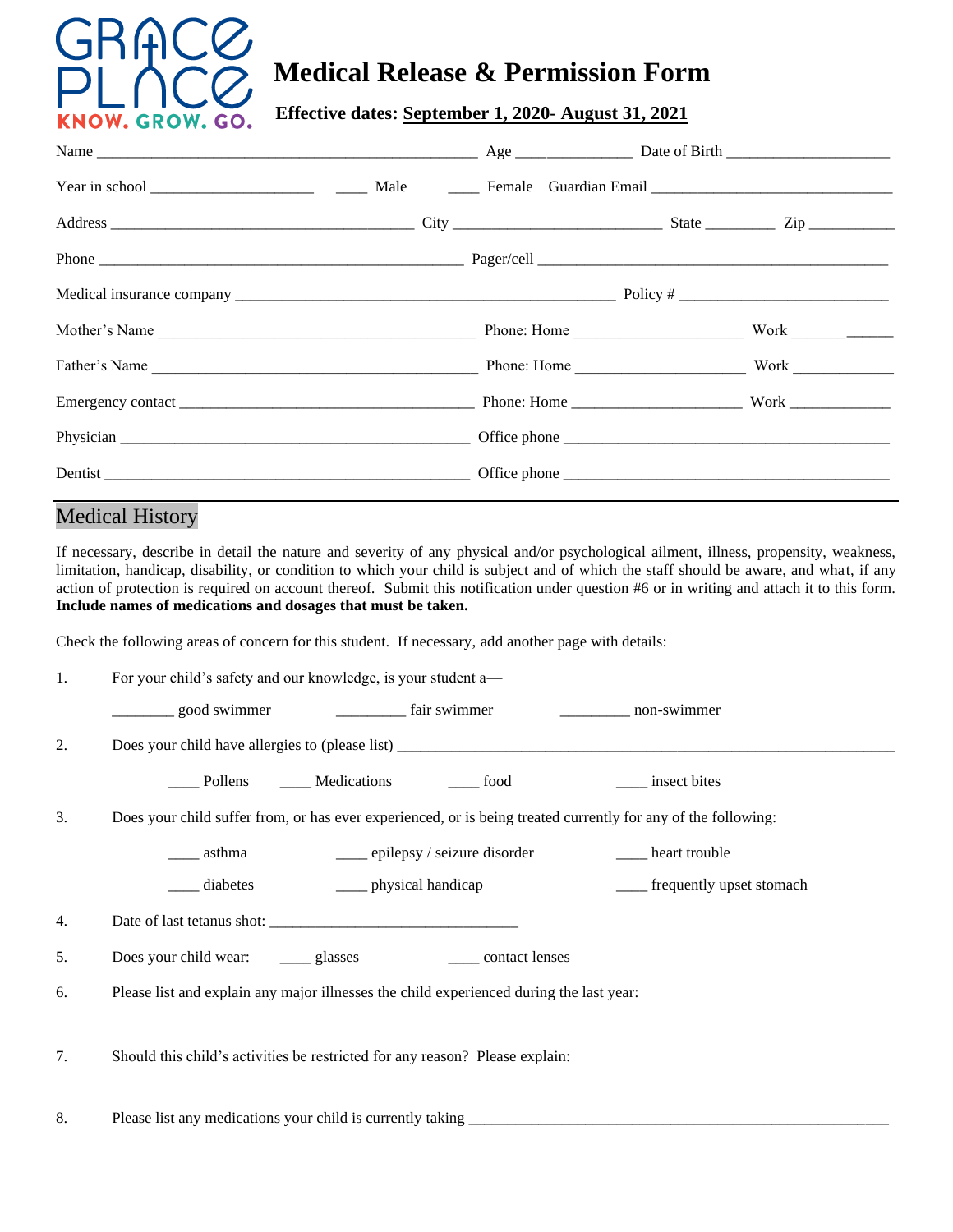GRACE PLACE
KNOW. GROW. GO.

# Medical Release & Permission Form

**Effective dates: September 1, 2020- August 31, 2021**

Name _______________________________________________ Age ______________ Date of Birth ____________________

Year in school ____________________ ____ Male ____ Female Guardian Email ______________________________

Address ______________________________________ City __________________________ State _________ Zip ___________

Phone ______________________________________________ Pager/cell ____________________________________________

Medical insurance company _______________________________________________ Policy # __________________________

Mother's Name ________________________________________ Phone: Home ____________________ Work _____________

Father's Name ________________________________________ Phone: Home ____________________ Work _____________

Emergency contact _____________________________________ Phone: Home ____________________ Work _____________

Physician _____________________________________________ Office phone _________________________________________

Dentist _______________________________________________ Office phone _________________________________________

---

## Medical History

If necessary, describe in detail the nature and severity of any physical and/or psychological ailment, illness, propensity, weakness, limitation, handicap, disability, or condition to which your child is subject and of which the staff should be aware, and what, if any action of protection is required on account thereof. Submit this notification under question #6 or in writing and attach it to this form. **Include names of medications and dosages that must be taken.**

Check the following areas of concern for this student. If necessary, add another page with details:

1. For your child's safety and our knowledge, is your student a—

   ________ good swimmer   _________ fair swimmer   _________ non-swimmer

2. Does your child have allergies to (please list) ____________________________________________________________

   ____ Pollens   ____ Medications   ____ food   ____ insect bites

3. Does your child suffer from, or has ever experienced, or is being treated currently for any of the following:

   ____ asthma   ____ epilepsy / seizure disorder   ____ heart trouble

   ____ diabetes   ____ physical handicap   ____ frequently upset stomach

4. Date of last tetanus shot: _______________________________

5. Does your child wear:   ____ glasses   ____ contact lenses

6. Please list and explain any major illnesses the child experienced during the last year:

7. Should this child's activities be restricted for any reason? Please explain:

8. Please list any medications your child is currently taking ____________________________________________________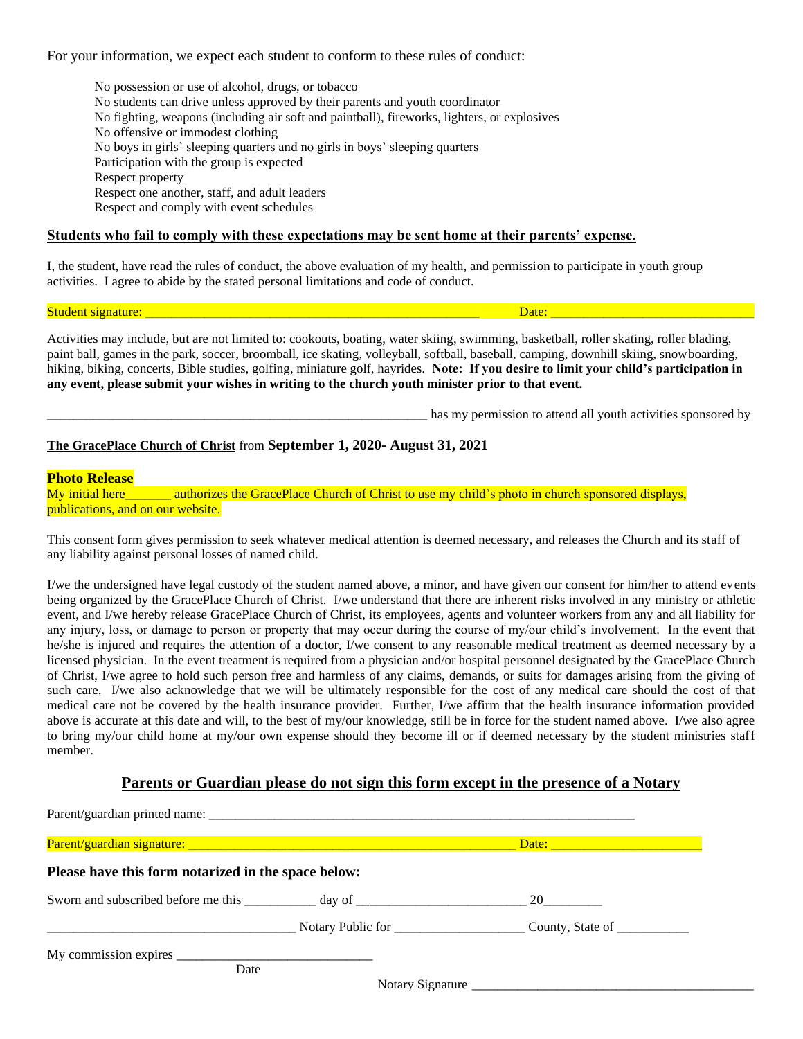For your information, we expect each student to conform to these rules of conduct:

- No possession or use of alcohol, drugs, or tobacco
- No students can drive unless approved by their parents and youth coordinator
- No fighting, weapons (including air soft and paintball), fireworks, lighters, or explosives
- No offensive or immodest clothing
- No boys in girls' sleeping quarters and no girls in boys' sleeping quarters
- Participation with the group is expected
- Respect property
- Respect one another, staff, and adult leaders
- Respect and comply with event schedules

**Students who fail to comply with these expectations may be sent home at their parents' expense.**

I, the student, have read the rules of conduct, the above evaluation of my health, and permission to participate in youth group activities. I agree to abide by the stated personal limitations and code of conduct.

Student signature: ____________________________________________________ Date: ______________________________

Activities may include, but are not limited to: cookouts, boating, water skiing, swimming, basketball, roller skating, roller blading, paint ball, games in the park, soccer, broomball, ice skating, volleyball, softball, baseball, camping, downhill skiing, snowboarding, hiking, biking, concerts, Bible studies, golfing, miniature golf, hayrides. **Note: If you desire to limit your child's participation in any event, please submit your wishes in writing to the church youth minister prior to that event.**

____________________________________________________________ has my permission to attend all youth activities sponsored by

**The GracePlace Church of Christ** from **September 1, 2020- August 31, 2021**

**Photo Release**
My initial here_______ authorizes the GracePlace Church of Christ to use my child's photo in church sponsored displays, publications, and on our website.

This consent form gives permission to seek whatever medical attention is deemed necessary, and releases the Church and its staff of any liability against personal losses of named child.

I/we the undersigned have legal custody of the student named above, a minor, and have given our consent for him/her to attend events being organized by the GracePlace Church of Christ. I/we understand that there are inherent risks involved in any ministry or athletic event, and I/we hereby release GracePlace Church of Christ, its employees, agents and volunteer workers from any and all liability for any injury, loss, or damage to person or property that may occur during the course of my/our child's involvement. In the event that he/she is injured and requires the attention of a doctor, I/we consent to any reasonable medical treatment as deemed necessary by a licensed physician. In the event treatment is required from a physician and/or hospital personnel designated by the GracePlace Church of Christ, I/we agree to hold such person free and harmless of any claims, demands, or suits for damages arising from the giving of such care. I/we also acknowledge that we will be ultimately responsible for the cost of any medical care should the cost of that medical care not be covered by the health insurance provider. Further, I/we affirm that the health insurance information provided above is accurate at this date and will, to the best of my/our knowledge, still be in force for the student named above. I/we also agree to bring my/our child home at my/our own expense should they become ill or if deemed necessary by the student ministries staff member.

## Parents or Guardian please do not sign this form except in the presence of a Notary

Parent/guardian printed name: ____________________________________________________________________

Parent/guardian signature: ____________________________________________________ Date: ______________________

**Please have this form notarized in the space below:**

Sworn and subscribed before me this ___________ day of __________________________ 20_________

______________________________________ Notary Public for ____________________ County, State of ___________

My commission expires ______________________________
Date

Notary Signature ____________________________________________